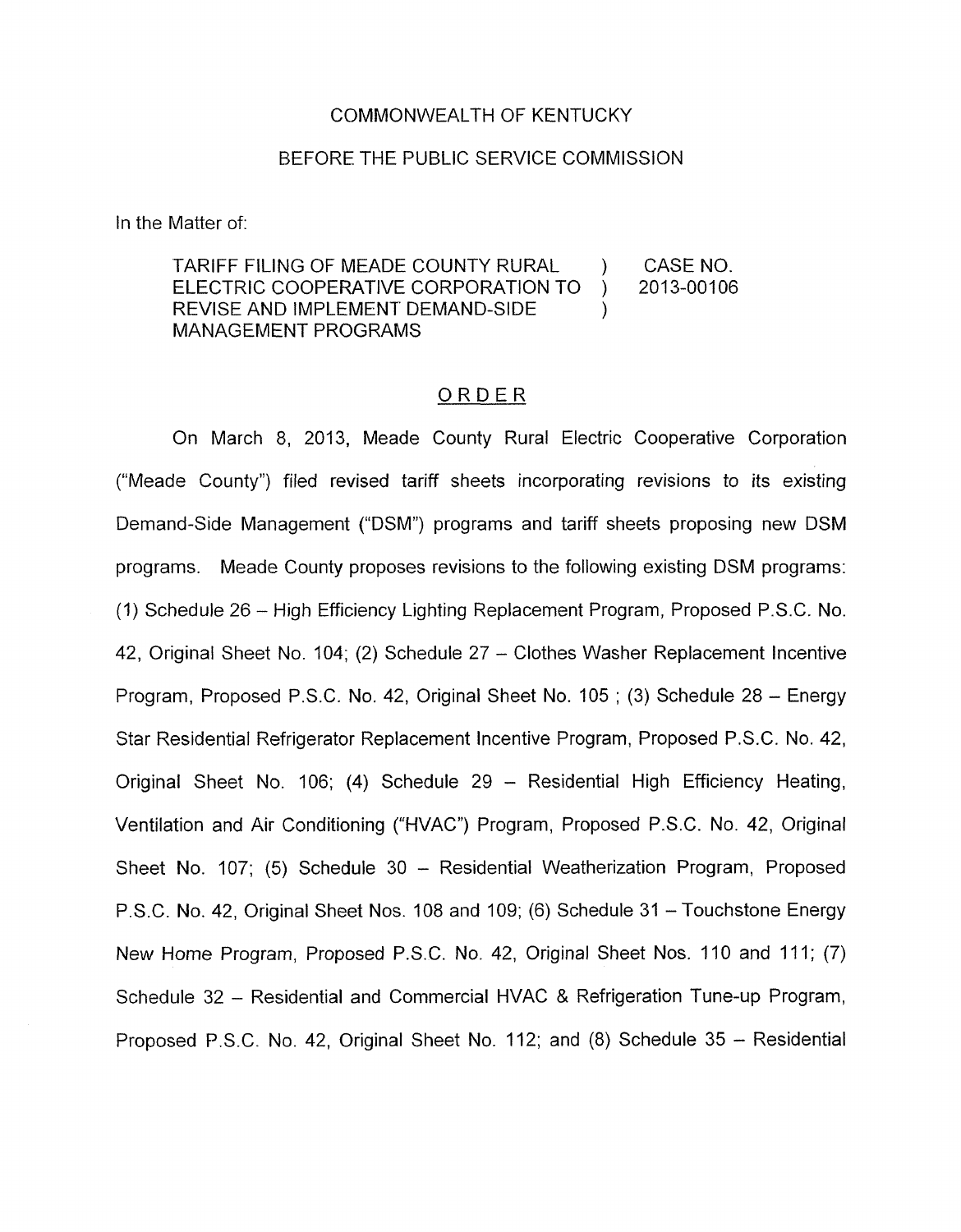COMMONWEALTH OF KENTUCKY

BEFORE THE PUBLIC SERVICE COMMISSION

In the Matter of:

| | | |
|---|---|---|
| TARIFF FILING OF MEADE COUNTY RURAL ELECTRIC COOPERATIVE CORPORATION TO REVISE AND IMPLEMENT DEMAND-SIDE MANAGEMENT PROGRAMS | ) ) ) | CASE NO. 2013-00106 |

## ORDER

On March 8, 2013, Meade County Rural Electric Cooperative Corporation ("Meade County") filed revised tariff sheets incorporating revisions to its existing Demand-Side Management ("DSM") programs and tariff sheets proposing new DSM programs. Meade County proposes revisions to the following existing DSM programs: (1) Schedule 26 – High Efficiency Lighting Replacement Program, Proposed P.S.C. No. 42, Original Sheet No. 104; (2) Schedule 27 – Clothes Washer Replacement Incentive Program, Proposed P.S.C. No. 42, Original Sheet No. 105 ; (3) Schedule 28 – Energy Star Residential Refrigerator Replacement Incentive Program, Proposed P.S.C. No. 42, Original Sheet No. 106; (4) Schedule 29 – Residential High Efficiency Heating, Ventilation and Air Conditioning ("HVAC") Program, Proposed P.S.C. No. 42, Original Sheet No. 107; (5) Schedule 30 – Residential Weatherization Program, Proposed P.S.C. No. 42, Original Sheet Nos. 108 and 109; (6) Schedule 31 – Touchstone Energy New Home Program, Proposed P.S.C. No. 42, Original Sheet Nos. 110 and 111; (7) Schedule 32 – Residential and Commercial HVAC & Refrigeration Tune-up Program, Proposed P.S.C. No. 42, Original Sheet No. 112; and (8) Schedule 35 – Residential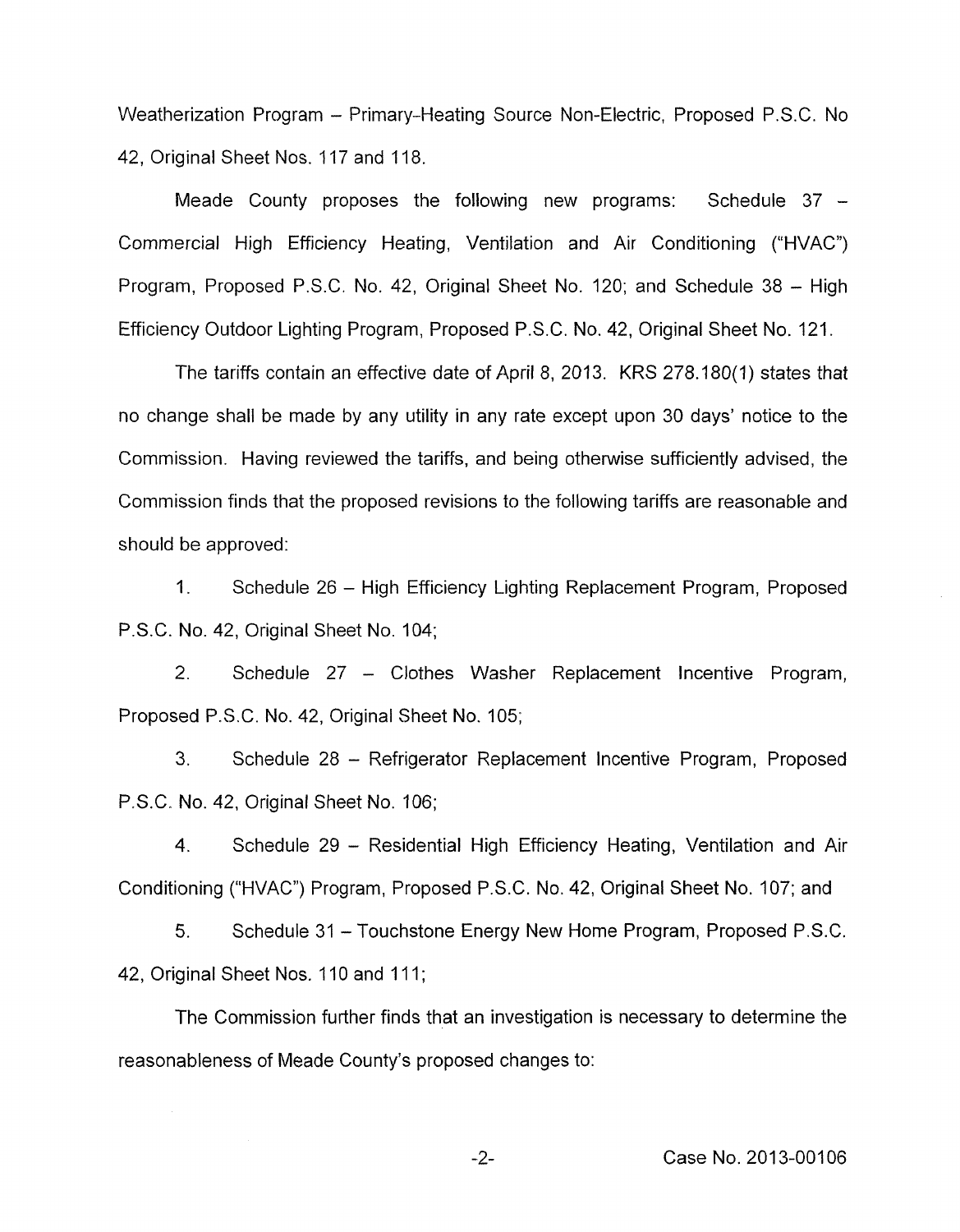Weatherization Program – Primary-Heating Source Non-Electric, Proposed P.S.C. No 42, Original Sheet Nos. 117 and 118.

Meade County proposes the following new programs: Schedule 37 – Commercial High Efficiency Heating, Ventilation and Air Conditioning ("HVAC") Program, Proposed P.S.C. No. 42, Original Sheet No. 120; and Schedule 38 – High Efficiency Outdoor Lighting Program, Proposed P.S.C. No. 42, Original Sheet No. 121.

The tariffs contain an effective date of April 8, 2013. KRS 278.180(1) states that no change shall be made by any utility in any rate except upon 30 days' notice to the Commission. Having reviewed the tariffs, and being otherwise sufficiently advised, the Commission finds that the proposed revisions to the following tariffs are reasonable and should be approved:

1. Schedule 26 – High Efficiency Lighting Replacement Program, Proposed P.S.C. No. 42, Original Sheet No. 104;

2. Schedule 27 – Clothes Washer Replacement Incentive Program, Proposed P.S.C. No. 42, Original Sheet No. 105;

3. Schedule 28 – Refrigerator Replacement Incentive Program, Proposed P.S.C. No. 42, Original Sheet No. 106;

4. Schedule 29 – Residential High Efficiency Heating, Ventilation and Air Conditioning ("HVAC") Program, Proposed P.S.C. No. 42, Original Sheet No. 107; and

5. Schedule 31 – Touchstone Energy New Home Program, Proposed P.S.C. 42, Original Sheet Nos. 110 and 111;

The Commission further finds that an investigation is necessary to determine the reasonableness of Meade County's proposed changes to: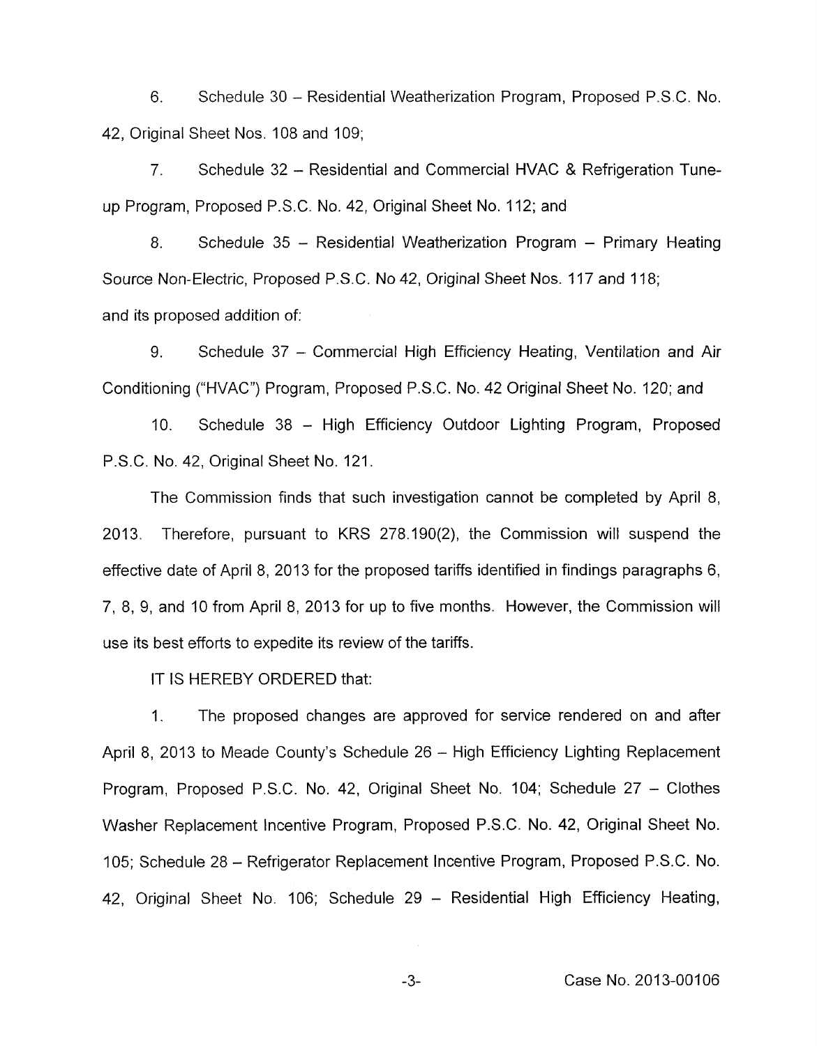6. Schedule 30 – Residential Weatherization Program, Proposed P.S.C. No. 42, Original Sheet Nos. 108 and 109;

7. Schedule 32 – Residential and Commercial HVAC & Refrigeration Tune-up Program, Proposed P.S.C. No. 42, Original Sheet No. 112; and

8. Schedule 35 – Residential Weatherization Program – Primary Heating Source Non-Electric, Proposed P.S.C. No 42, Original Sheet Nos. 117 and 118;

and its proposed addition of:

9. Schedule 37 – Commercial High Efficiency Heating, Ventilation and Air Conditioning ("HVAC") Program, Proposed P.S.C. No. 42 Original Sheet No. 120; and

10. Schedule 38 – High Efficiency Outdoor Lighting Program, Proposed P.S.C. No. 42, Original Sheet No. 121.

The Commission finds that such investigation cannot be completed by April 8, 2013. Therefore, pursuant to KRS 278.190(2), the Commission will suspend the effective date of April 8, 2013 for the proposed tariffs identified in findings paragraphs 6, 7, 8, 9, and 10 from April 8, 2013 for up to five months. However, the Commission will use its best efforts to expedite its review of the tariffs.

IT IS HEREBY ORDERED that:

1. The proposed changes are approved for service rendered on and after April 8, 2013 to Meade County's Schedule 26 – High Efficiency Lighting Replacement Program, Proposed P.S.C. No. 42, Original Sheet No. 104; Schedule 27 – Clothes Washer Replacement Incentive Program, Proposed P.S.C. No. 42, Original Sheet No. 105; Schedule 28 – Refrigerator Replacement Incentive Program, Proposed P.S.C. No. 42, Original Sheet No. 106; Schedule 29 – Residential High Efficiency Heating,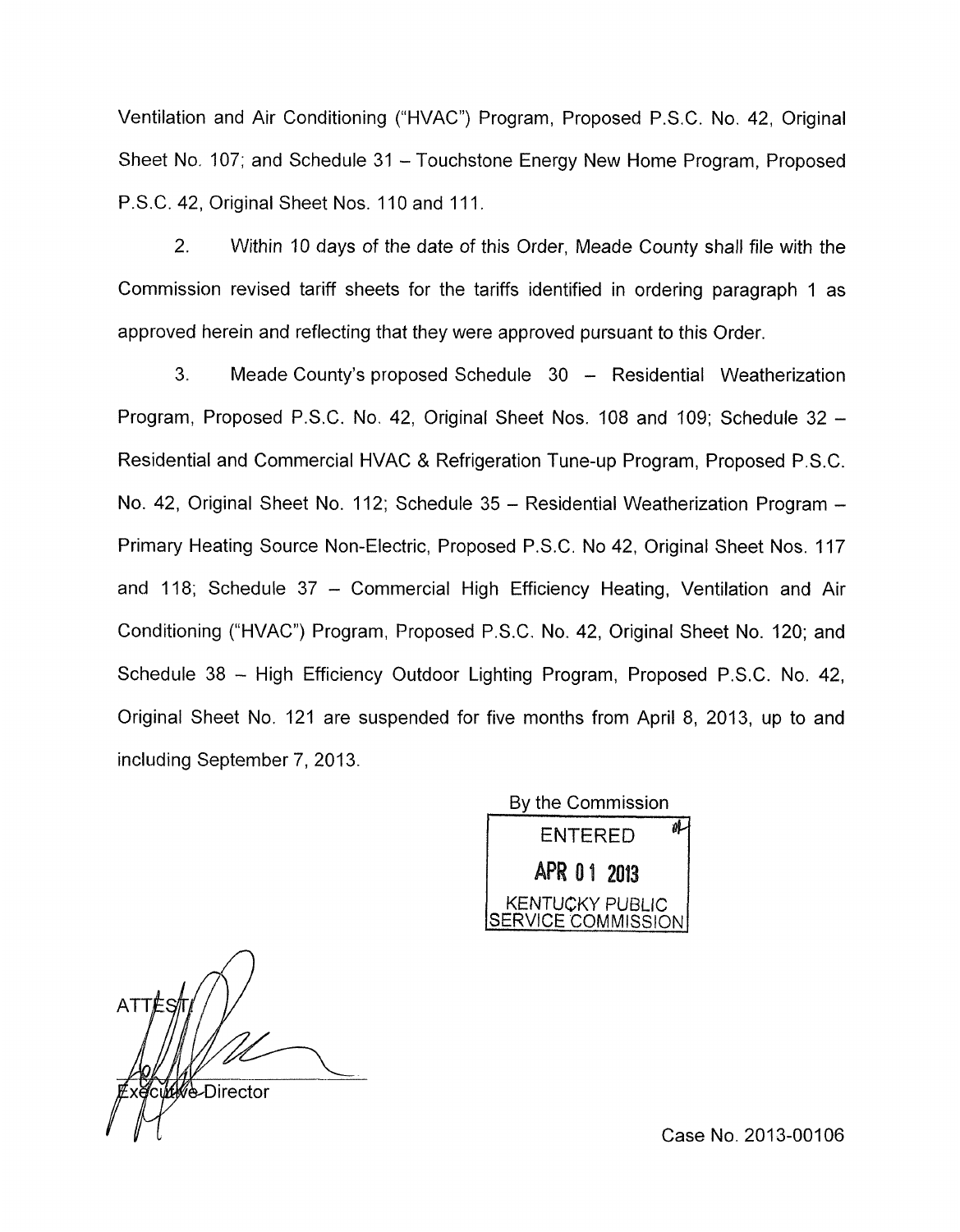Ventilation and Air Conditioning ("HVAC") Program, Proposed P.S.C. No. 42, Original Sheet No. 107; and Schedule 31 – Touchstone Energy New Home Program, Proposed P.S.C. 42, Original Sheet Nos. 110 and 111.

2. Within 10 days of the date of this Order, Meade County shall file with the Commission revised tariff sheets for the tariffs identified in ordering paragraph 1 as approved herein and reflecting that they were approved pursuant to this Order.

3. Meade County's proposed Schedule 30 – Residential Weatherization Program, Proposed P.S.C. No. 42, Original Sheet Nos. 108 and 109; Schedule 32 – Residential and Commercial HVAC & Refrigeration Tune-up Program, Proposed P.S.C. No. 42, Original Sheet No. 112; Schedule 35 – Residential Weatherization Program – Primary Heating Source Non-Electric, Proposed P.S.C. No 42, Original Sheet Nos. 117 and 118; Schedule 37 – Commercial High Efficiency Heating, Ventilation and Air Conditioning ("HVAC") Program, Proposed P.S.C. No. 42, Original Sheet No. 120; and Schedule 38 – High Efficiency Outdoor Lighting Program, Proposed P.S.C. No. 42, Original Sheet No. 121 are suspended for five months from April 8, 2013, up to and including September 7, 2013.

By the Commission

ENTERED
APR 01 2013
KENTUCKY PUBLIC
SERVICE COMMISSION

ATTEST:

Executive Director

Case No. 2013-00106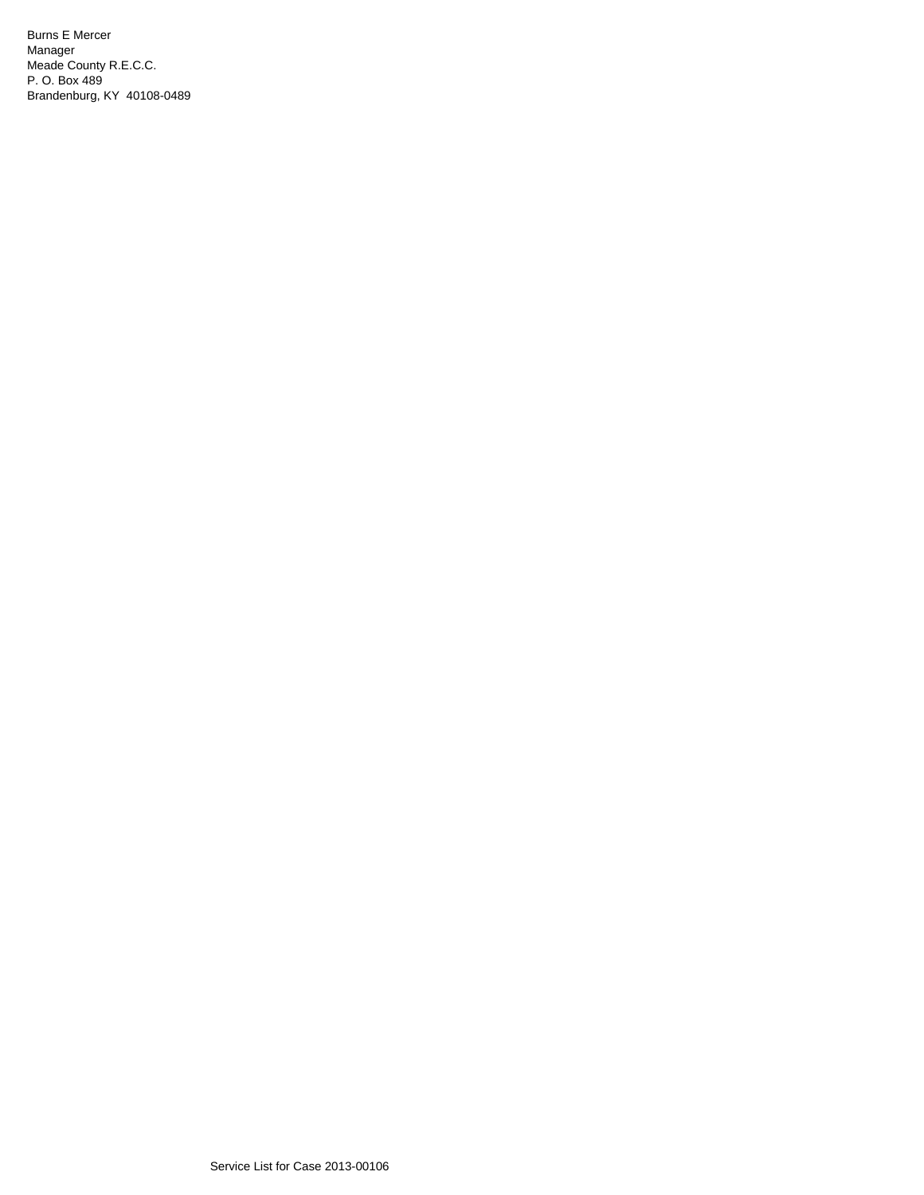Burns E Mercer
Manager
Meade County R.E.C.C.
P. O. Box 489
Brandenburg, KY  40108-0489